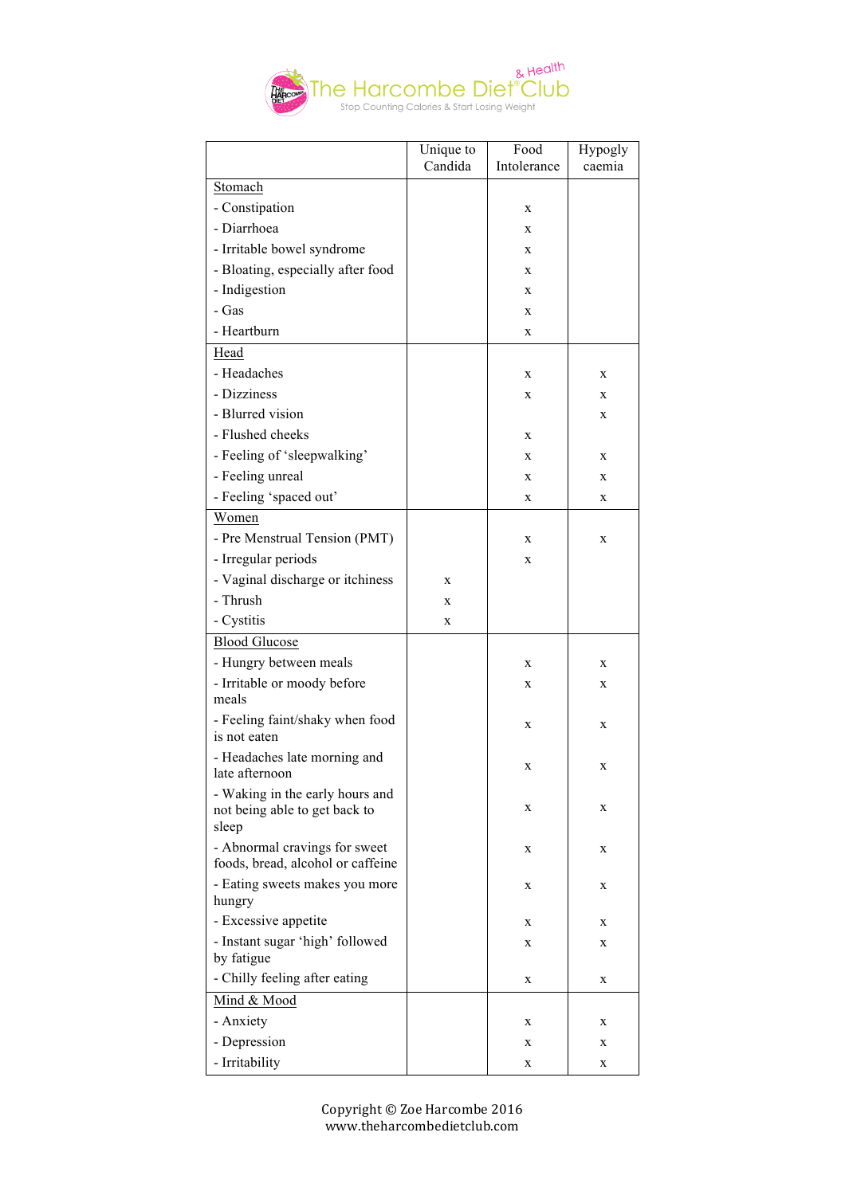The Harcombe Diet® Club & Health

Stop Counting Calories & Start Losing Weight

| | Unique to Candida | Food Intolerance | Hypoglycaemia |
|---|---|---|---|
| Stomach | | | |
| - Constipation | | x | |
| - Diarrhoea | | x | |
| - Irritable bowel syndrome | | x | |
| - Bloating, especially after food | | x | |
| - Indigestion | | x | |
| - Gas | | x | |
| - Heartburn | | x | |
| Head | | | |
| - Headaches | | x | x |
| - Dizziness | | x | x |
| - Blurred vision | | | x |
| - Flushed cheeks | | x | |
| - Feeling of 'sleepwalking' | | x | x |
| - Feeling unreal | | x | x |
| - Feeling 'spaced out' | | x | x |
| Women | | | |
| - Pre Menstrual Tension (PMT) | | x | x |
| - Irregular periods | | x | |
| - Vaginal discharge or itchiness | x | | |
| - Thrush | x | | |
| - Cystitis | x | | |
| Blood Glucose | | | |
| - Hungry between meals | | x | x |
| - Irritable or moody before meals | | x | x |
| - Feeling faint/shaky when food is not eaten | | x | x |
| - Headaches late morning and late afternoon | | x | x |
| - Waking in the early hours and not being able to get back to sleep | | x | x |
| - Abnormal cravings for sweet foods, bread, alcohol or caffeine | | x | x |
| - Eating sweets makes you more hungry | | x | x |
| - Excessive appetite | | x | x |
| - Instant sugar 'high' followed by fatigue | | x | x |
| - Chilly feeling after eating | | x | x |
| Mind & Mood | | | |
| - Anxiety | | x | x |
| - Depression | | x | x |
| - Irritability | | x | x |

Copyright © Zoe Harcombe 2016
www.theharcombedietclub.com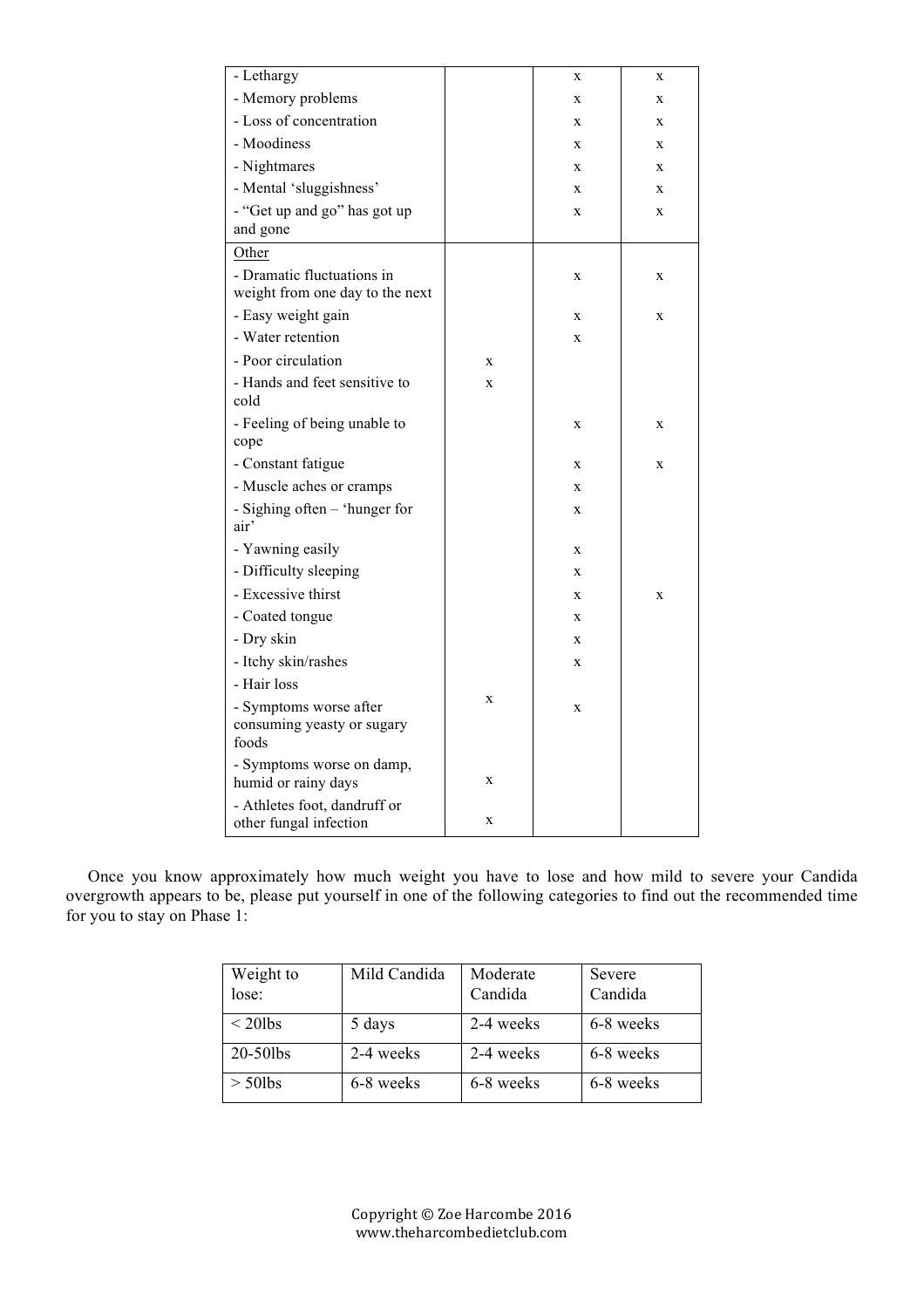| | | | |
|---|---|---|---|
| - Lethargy | | x | x |
| - Memory problems | | x | x |
| - Loss of concentration | | x | x |
| - Moodiness | | x | x |
| - Nightmares | | x | x |
| - Mental 'sluggishness' | | x | x |
| - "Get up and go" has got up and gone | | x | x |
| Other | | | |
| - Dramatic fluctuations in weight from one day to the next | | x | x |
| - Easy weight gain | | x | x |
| - Water retention | | x | |
| - Poor circulation | x | | |
| - Hands and feet sensitive to cold | x | | |
| - Feeling of being unable to cope | | x | x |
| - Constant fatigue | | x | x |
| - Muscle aches or cramps | | x | |
| - Sighing often – 'hunger for air' | | x | |
| - Yawning easily | | x | |
| - Difficulty sleeping | | x | |
| - Excessive thirst | | x | x |
| - Coated tongue | | x | |
| - Dry skin | | x | |
| - Itchy skin/rashes | | x | |
| - Hair loss | x | | |
| - Symptoms worse after consuming yeasty or sugary foods | | x | |
| - Symptoms worse on damp, humid or rainy days | x | | |
| - Athletes foot, dandruff or other fungal infection | x | | |

Once you know approximately how much weight you have to lose and how mild to severe your Candida overgrowth appears to be, please put yourself in one of the following categories to find out the recommended time for you to stay on Phase 1:

| Weight to lose: | Mild Candida | Moderate Candida | Severe Candida |
|---|---|---|---|
| < 20lbs | 5 days | 2-4 weeks | 6-8 weeks |
| 20-50lbs | 2-4 weeks | 2-4 weeks | 6-8 weeks |
| > 50lbs | 6-8 weeks | 6-8 weeks | 6-8 weeks |

Copyright © Zoe Harcombe 2016
www.theharcombedietclub.com